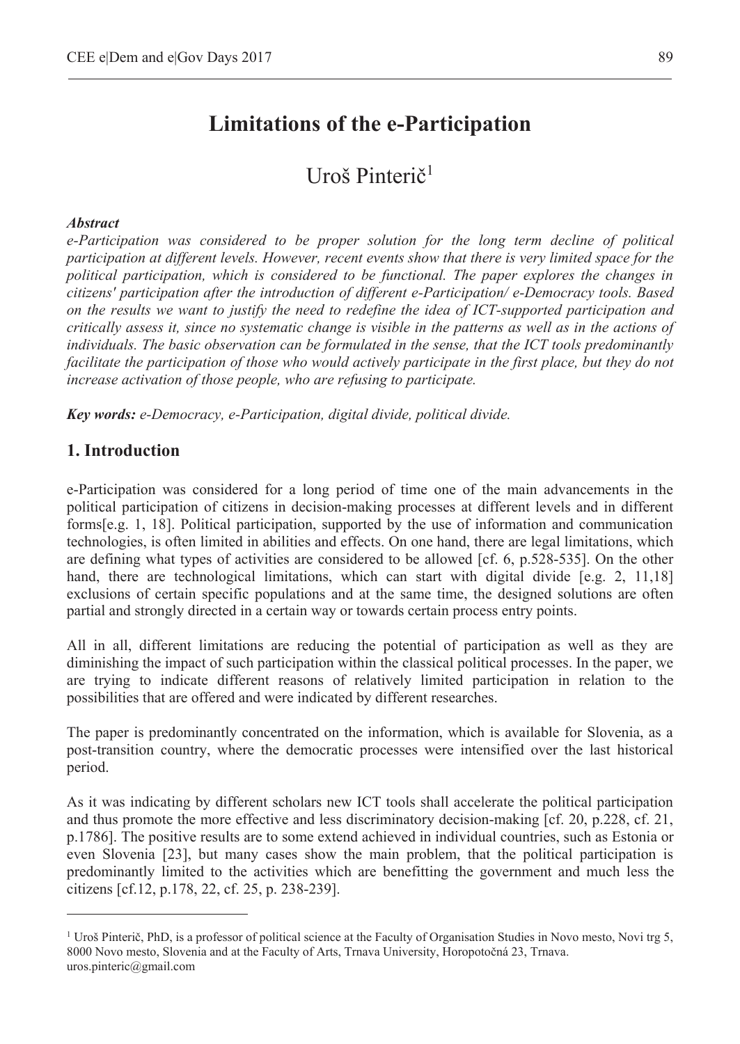# Limitations of the e-Participation

## Uroš Pinterič[1]

***Abstract***

*e-Participation was considered to be proper solution for the long term decline of political participation at different levels. However, recent events show that there is very limited space for the political participation, which is considered to be functional. The paper explores the changes in citizens' participation after the introduction of different e-Participation/ e-Democracy tools. Based on the results we want to justify the need to redefine the idea of ICT-supported participation and critically assess it, since no systematic change is visible in the patterns as well as in the actions of individuals. The basic observation can be formulated in the sense, that the ICT tools predominantly facilitate the participation of those who would actively participate in the first place, but they do not increase activation of those people, who are refusing to participate.*

***Key words:*** *e-Democracy, e-Participation, digital divide, political divide.*

## 1. Introduction

e-Participation was considered for a long period of time one of the main advancements in the political participation of citizens in decision-making processes at different levels and in different forms[e.g. 1, 18]. Political participation, supported by the use of information and communication technologies, is often limited in abilities and effects. On one hand, there are legal limitations, which are defining what types of activities are considered to be allowed [cf. 6, p.528-535]. On the other hand, there are technological limitations, which can start with digital divide [e.g. 2, 11,18] exclusions of certain specific populations and at the same time, the designed solutions are often partial and strongly directed in a certain way or towards certain process entry points.

All in all, different limitations are reducing the potential of participation as well as they are diminishing the impact of such participation within the classical political processes. In the paper, we are trying to indicate different reasons of relatively limited participation in relation to the possibilities that are offered and were indicated by different researches.

The paper is predominantly concentrated on the information, which is available for Slovenia, as a post-transition country, where the democratic processes were intensified over the last historical period.

As it was indicating by different scholars new ICT tools shall accelerate the political participation and thus promote the more effective and less discriminatory decision-making [cf. 20, p.228, cf. 21, p.1786]. The positive results are to some extend achieved in individual countries, such as Estonia or even Slovenia [23], but many cases show the main problem, that the political participation is predominantly limited to the activities which are benefitting the government and much less the citizens [cf.12, p.178, 22, cf. 25, p. 238-239].

---

[1] Uroš Pinterič, PhD, is a professor of political science at the Faculty of Organisation Studies in Novo mesto, Novi trg 5, 8000 Novo mesto, Slovenia and at the Faculty of Arts, Trnava University, Horopotočná 23, Trnava. uros.pinteric@gmail.com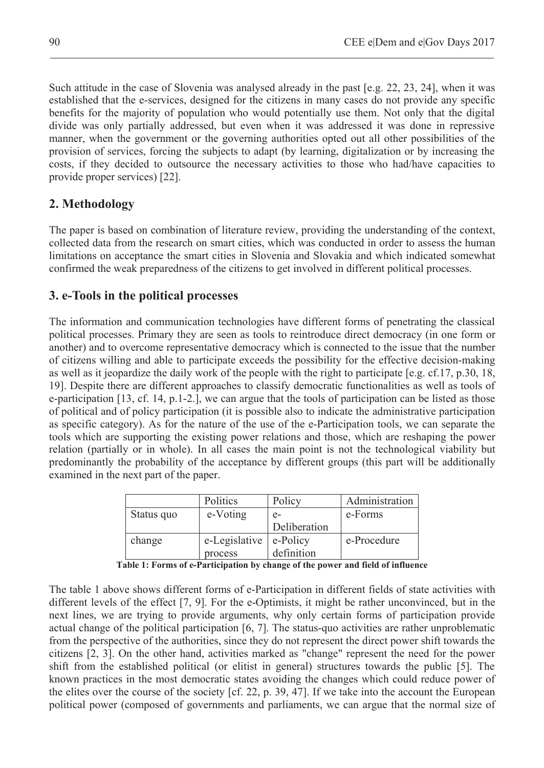Such attitude in the case of Slovenia was analysed already in the past [e.g. 22, 23, 24], when it was established that the e-services, designed for the citizens in many cases do not provide any specific benefits for the majority of population who would potentially use them. Not only that the digital divide was only partially addressed, but even when it was addressed it was done in repressive manner, when the government or the governing authorities opted out all other possibilities of the provision of services, forcing the subjects to adapt (by learning, digitalization or by increasing the costs, if they decided to outsource the necessary activities to those who had/have capacities to provide proper services) [22].

## 2. Methodology

The paper is based on combination of literature review, providing the understanding of the context, collected data from the research on smart cities, which was conducted in order to assess the human limitations on acceptance the smart cities in Slovenia and Slovakia and which indicated somewhat confirmed the weak preparedness of the citizens to get involved in different political processes.

## 3. e-Tools in the political processes

The information and communication technologies have different forms of penetrating the classical political processes. Primary they are seen as tools to reintroduce direct democracy (in one form or another) and to overcome representative democracy which is connected to the issue that the number of citizens willing and able to participate exceeds the possibility for the effective decision-making as well as it jeopardize the daily work of the people with the right to participate [e.g. cf.17, p.30, 18, 19]. Despite there are different approaches to classify democratic functionalities as well as tools of e-participation [13, cf. 14, p.1-2.], we can argue that the tools of participation can be listed as those of political and of policy participation (it is possible also to indicate the administrative participation as specific category). As for the nature of the use of the e-Participation tools, we can separate the tools which are supporting the existing power relations and those, which are reshaping the power relation (partially or in whole). In all cases the main point is not the technological viability but predominantly the probability of the acceptance by different groups (this part will be additionally examined in the next part of the paper.

| | Politics | Policy | Administration |
|---|---|---|---|
| Status quo | e-Voting | e-Deliberation | e-Forms |
| change | e-Legislative process | e-Policy definition | e-Procedure |

**Table 1: Forms of e-Participation by change of the power and field of influence**

The table 1 above shows different forms of e-Participation in different fields of state activities with different levels of the effect [7, 9]. For the e-Optimists, it might be rather unconvinced, but in the next lines, we are trying to provide arguments, why only certain forms of participation provide actual change of the political participation [6, 7]. The status-quo activities are rather unproblematic from the perspective of the authorities, since they do not represent the direct power shift towards the citizens [2, 3]. On the other hand, activities marked as "change" represent the need for the power shift from the established political (or elitist in general) structures towards the public [5]. The known practices in the most democratic states avoiding the changes which could reduce power of the elites over the course of the society [cf. 22, p. 39, 47]. If we take into the account the European political power (composed of governments and parliaments, we can argue that the normal size of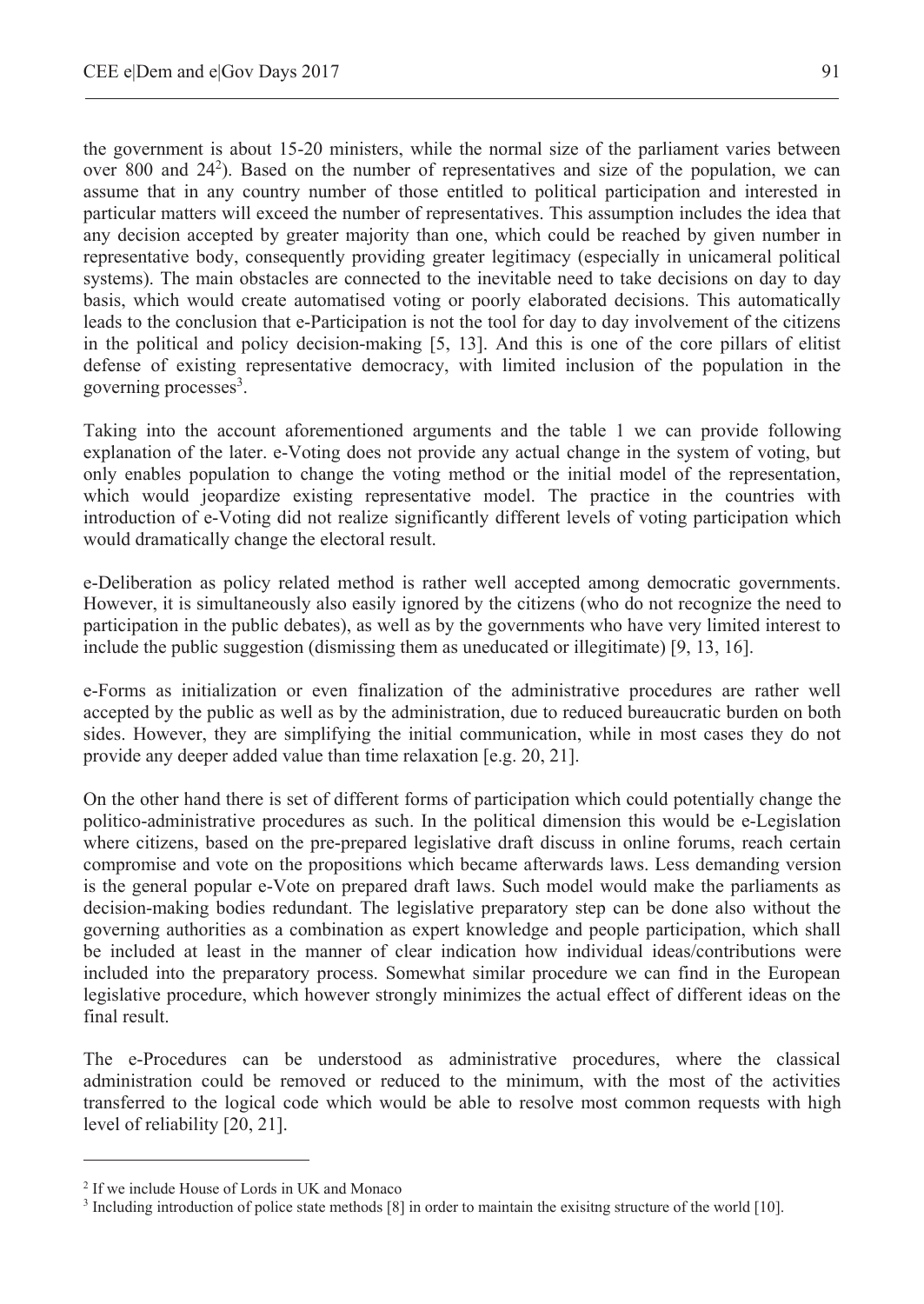the government is about 15-20 ministers, while the normal size of the parliament varies between over 800 and 24[2]). Based on the number of representatives and size of the population, we can assume that in any country number of those entitled to political participation and interested in particular matters will exceed the number of representatives. This assumption includes the idea that any decision accepted by greater majority than one, which could be reached by given number in representative body, consequently providing greater legitimacy (especially in unicameral political systems). The main obstacles are connected to the inevitable need to take decisions on day to day basis, which would create automatised voting or poorly elaborated decisions. This automatically leads to the conclusion that e-Participation is not the tool for day to day involvement of the citizens in the political and policy decision-making [5, 13]. And this is one of the core pillars of elitist defense of existing representative democracy, with limited inclusion of the population in the governing processes[3].

Taking into the account aforementioned arguments and the table 1 we can provide following explanation of the later. e-Voting does not provide any actual change in the system of voting, but only enables population to change the voting method or the initial model of the representation, which would jeopardize existing representative model. The practice in the countries with introduction of e-Voting did not realize significantly different levels of voting participation which would dramatically change the electoral result.

e-Deliberation as policy related method is rather well accepted among democratic governments. However, it is simultaneously also easily ignored by the citizens (who do not recognize the need to participation in the public debates), as well as by the governments who have very limited interest to include the public suggestion (dismissing them as uneducated or illegitimate) [9, 13, 16].

e-Forms as initialization or even finalization of the administrative procedures are rather well accepted by the public as well as by the administration, due to reduced bureaucratic burden on both sides. However, they are simplifying the initial communication, while in most cases they do not provide any deeper added value than time relaxation [e.g. 20, 21].

On the other hand there is set of different forms of participation which could potentially change the politico-administrative procedures as such. In the political dimension this would be e-Legislation where citizens, based on the pre-prepared legislative draft discuss in online forums, reach certain compromise and vote on the propositions which became afterwards laws. Less demanding version is the general popular e-Vote on prepared draft laws. Such model would make the parliaments as decision-making bodies redundant. The legislative preparatory step can be done also without the governing authorities as a combination as expert knowledge and people participation, which shall be included at least in the manner of clear indication how individual ideas/contributions were included into the preparatory process. Somewhat similar procedure we can find in the European legislative procedure, which however strongly minimizes the actual effect of different ideas on the final result.

The e-Procedures can be understood as administrative procedures, where the classical administration could be removed or reduced to the minimum, with the most of the activities transferred to the logical code which would be able to resolve most common requests with high level of reliability [20, 21].

[2] If we include House of Lords in UK and Monaco

[3] Including introduction of police state methods [8] in order to maintain the exisitng structure of the world [10].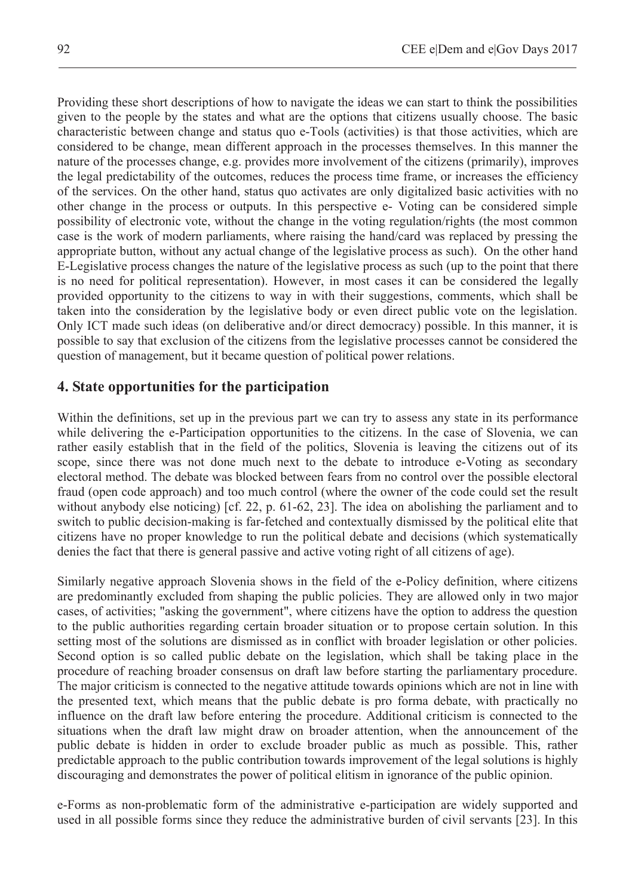Providing these short descriptions of how to navigate the ideas we can start to think the possibilities given to the people by the states and what are the options that citizens usually choose. The basic characteristic between change and status quo e-Tools (activities) is that those activities, which are considered to be change, mean different approach in the processes themselves. In this manner the nature of the processes change, e.g. provides more involvement of the citizens (primarily), improves the legal predictability of the outcomes, reduces the process time frame, or increases the efficiency of the services. On the other hand, status quo activates are only digitalized basic activities with no other change in the process or outputs. In this perspective e- Voting can be considered simple possibility of electronic vote, without the change in the voting regulation/rights (the most common case is the work of modern parliaments, where raising the hand/card was replaced by pressing the appropriate button, without any actual change of the legislative process as such). On the other hand E-Legislative process changes the nature of the legislative process as such (up to the point that there is no need for political representation). However, in most cases it can be considered the legally provided opportunity to the citizens to way in with their suggestions, comments, which shall be taken into the consideration by the legislative body or even direct public vote on the legislation. Only ICT made such ideas (on deliberative and/or direct democracy) possible. In this manner, it is possible to say that exclusion of the citizens from the legislative processes cannot be considered the question of management, but it became question of political power relations.

## 4. State opportunities for the participation

Within the definitions, set up in the previous part we can try to assess any state in its performance while delivering the e-Participation opportunities to the citizens. In the case of Slovenia, we can rather easily establish that in the field of the politics, Slovenia is leaving the citizens out of its scope, since there was not done much next to the debate to introduce e-Voting as secondary electoral method. The debate was blocked between fears from no control over the possible electoral fraud (open code approach) and too much control (where the owner of the code could set the result without anybody else noticing) [cf. 22, p. 61-62, 23]. The idea on abolishing the parliament and to switch to public decision-making is far-fetched and contextually dismissed by the political elite that citizens have no proper knowledge to run the political debate and decisions (which systematically denies the fact that there is general passive and active voting right of all citizens of age).

Similarly negative approach Slovenia shows in the field of the e-Policy definition, where citizens are predominantly excluded from shaping the public policies. They are allowed only in two major cases, of activities; "asking the government", where citizens have the option to address the question to the public authorities regarding certain broader situation or to propose certain solution. In this setting most of the solutions are dismissed as in conflict with broader legislation or other policies. Second option is so called public debate on the legislation, which shall be taking place in the procedure of reaching broader consensus on draft law before starting the parliamentary procedure. The major criticism is connected to the negative attitude towards opinions which are not in line with the presented text, which means that the public debate is pro forma debate, with practically no influence on the draft law before entering the procedure. Additional criticism is connected to the situations when the draft law might draw on broader attention, when the announcement of the public debate is hidden in order to exclude broader public as much as possible. This, rather predictable approach to the public contribution towards improvement of the legal solutions is highly discouraging and demonstrates the power of political elitism in ignorance of the public opinion.

e-Forms as non-problematic form of the administrative e-participation are widely supported and used in all possible forms since they reduce the administrative burden of civil servants [23]. In this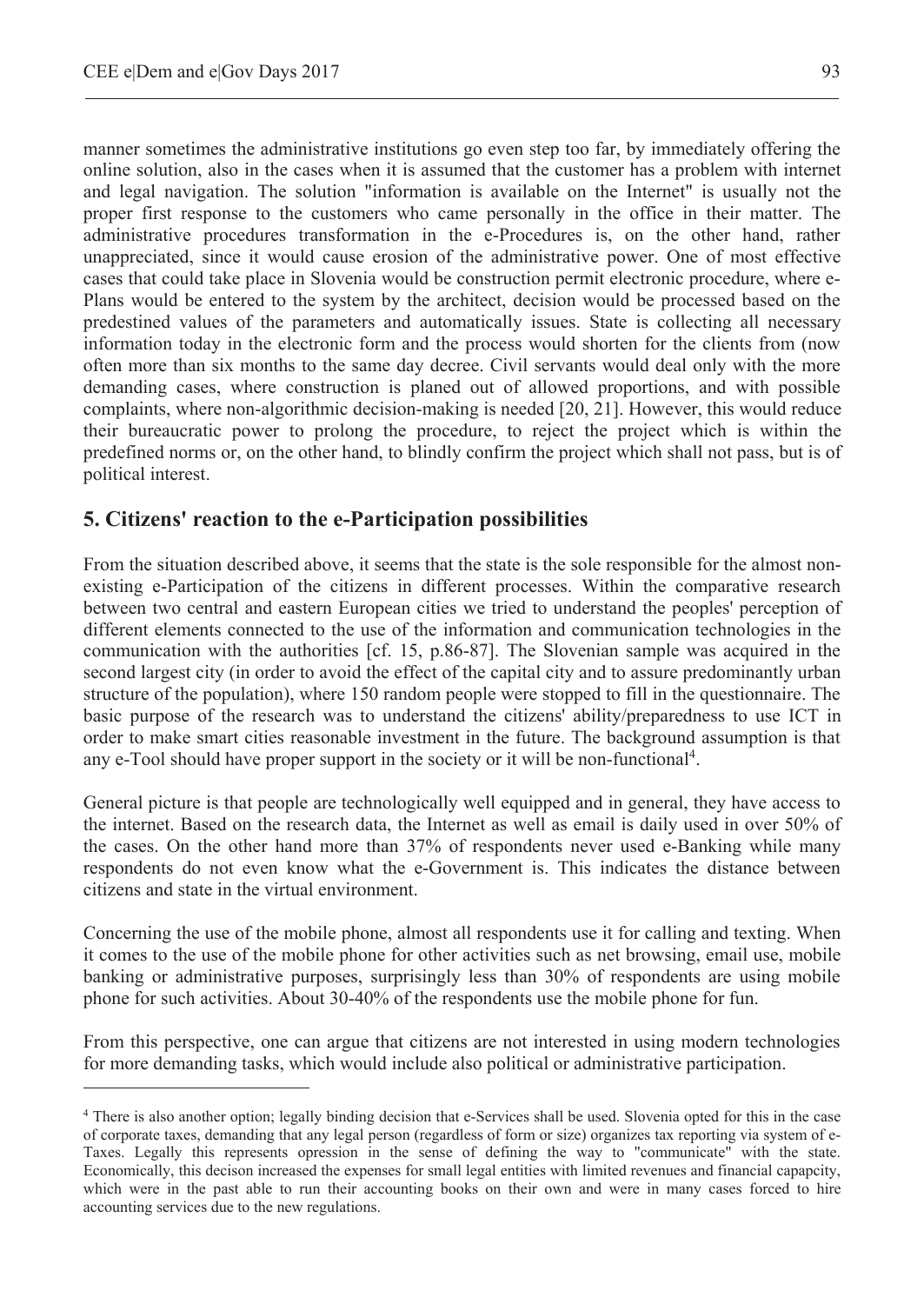manner sometimes the administrative institutions go even step too far, by immediately offering the online solution, also in the cases when it is assumed that the customer has a problem with internet and legal navigation. The solution "information is available on the Internet" is usually not the proper first response to the customers who came personally in the office in their matter. The administrative procedures transformation in the e-Procedures is, on the other hand, rather unappreciated, since it would cause erosion of the administrative power. One of most effective cases that could take place in Slovenia would be construction permit electronic procedure, where e-Plans would be entered to the system by the architect, decision would be processed based on the predestined values of the parameters and automatically issues. State is collecting all necessary information today in the electronic form and the process would shorten for the clients from (now often more than six months to the same day decree. Civil servants would deal only with the more demanding cases, where construction is planed out of allowed proportions, and with possible complaints, where non-algorithmic decision-making is needed [20, 21]. However, this would reduce their bureaucratic power to prolong the procedure, to reject the project which is within the predefined norms or, on the other hand, to blindly confirm the project which shall not pass, but is of political interest.

## 5. Citizens' reaction to the e-Participation possibilities

From the situation described above, it seems that the state is the sole responsible for the almost non-existing e-Participation of the citizens in different processes. Within the comparative research between two central and eastern European cities we tried to understand the peoples' perception of different elements connected to the use of the information and communication technologies in the communication with the authorities [cf. 15, p.86-87]. The Slovenian sample was acquired in the second largest city (in order to avoid the effect of the capital city and to assure predominantly urban structure of the population), where 150 random people were stopped to fill in the questionnaire. The basic purpose of the research was to understand the citizens' ability/preparedness to use ICT in order to make smart cities reasonable investment in the future. The background assumption is that any e-Tool should have proper support in the society or it will be non-functional[4].

General picture is that people are technologically well equipped and in general, they have access to the internet. Based on the research data, the Internet as well as email is daily used in over 50% of the cases. On the other hand more than 37% of respondents never used e-Banking while many respondents do not even know what the e-Government is. This indicates the distance between citizens and state in the virtual environment.

Concerning the use of the mobile phone, almost all respondents use it for calling and texting. When it comes to the use of the mobile phone for other activities such as net browsing, email use, mobile banking or administrative purposes, surprisingly less than 30% of respondents are using mobile phone for such activities. About 30-40% of the respondents use the mobile phone for fun.

From this perspective, one can argue that citizens are not interested in using modern technologies for more demanding tasks, which would include also political or administrative participation.

[4] There is also another option; legally binding decision that e-Services shall be used. Slovenia opted for this in the case of corporate taxes, demanding that any legal person (regardless of form or size) organizes tax reporting via system of e-Taxes. Legally this represents opression in the sense of defining the way to "communicate" with the state. Economically, this decison increased the expenses for small legal entities with limited revenues and financial capapcity, which were in the past able to run their accounting books on their own and were in many cases forced to hire accounting services due to the new regulations.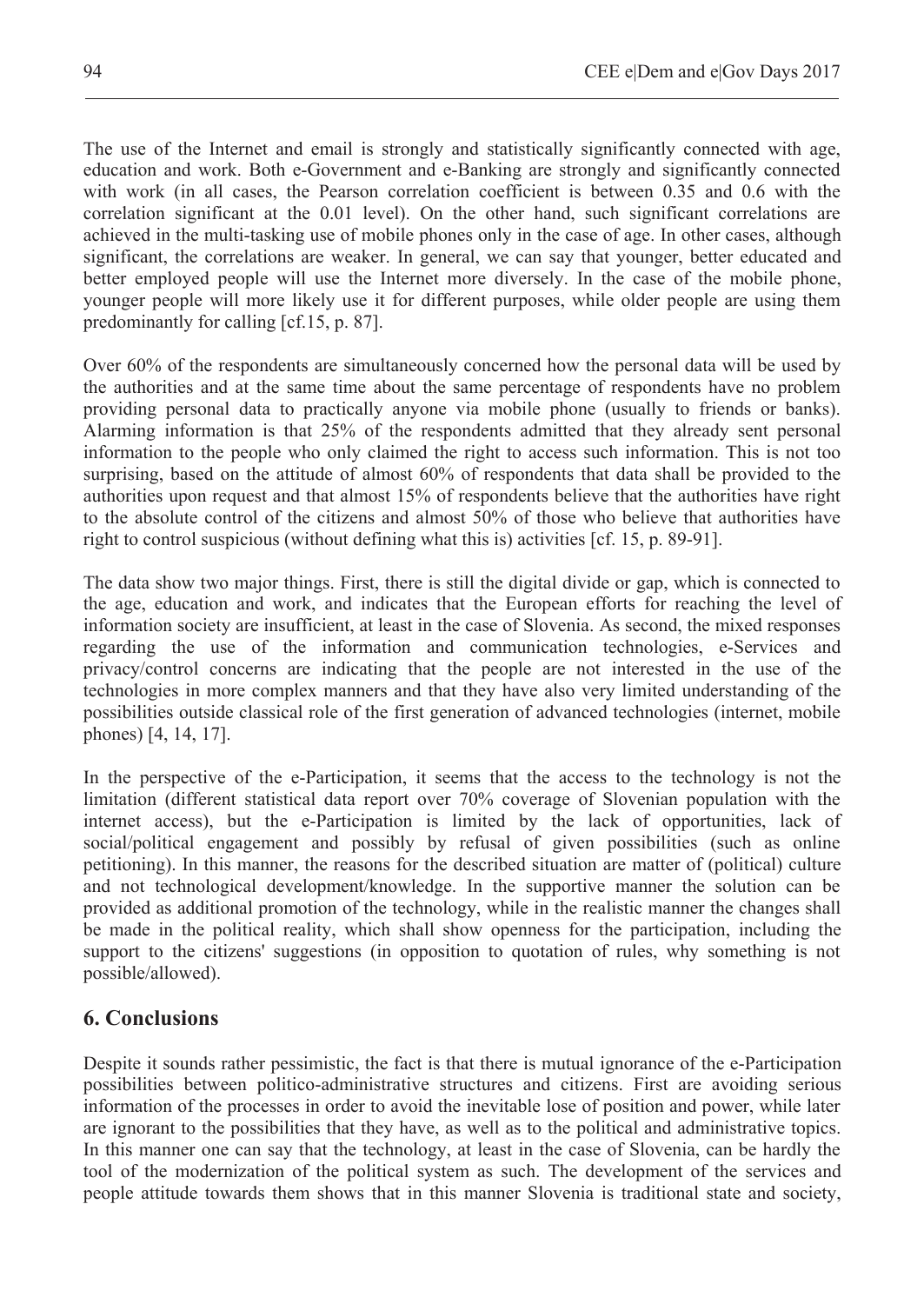The use of the Internet and email is strongly and statistically significantly connected with age, education and work. Both e-Government and e-Banking are strongly and significantly connected with work (in all cases, the Pearson correlation coefficient is between 0.35 and 0.6 with the correlation significant at the 0.01 level). On the other hand, such significant correlations are achieved in the multi-tasking use of mobile phones only in the case of age. In other cases, although significant, the correlations are weaker. In general, we can say that younger, better educated and better employed people will use the Internet more diversely. In the case of the mobile phone, younger people will more likely use it for different purposes, while older people are using them predominantly for calling [cf.15, p. 87].

Over 60% of the respondents are simultaneously concerned how the personal data will be used by the authorities and at the same time about the same percentage of respondents have no problem providing personal data to practically anyone via mobile phone (usually to friends or banks). Alarming information is that 25% of the respondents admitted that they already sent personal information to the people who only claimed the right to access such information. This is not too surprising, based on the attitude of almost 60% of respondents that data shall be provided to the authorities upon request and that almost 15% of respondents believe that the authorities have right to the absolute control of the citizens and almost 50% of those who believe that authorities have right to control suspicious (without defining what this is) activities [cf. 15, p. 89-91].

The data show two major things. First, there is still the digital divide or gap, which is connected to the age, education and work, and indicates that the European efforts for reaching the level of information society are insufficient, at least in the case of Slovenia. As second, the mixed responses regarding the use of the information and communication technologies, e-Services and privacy/control concerns are indicating that the people are not interested in the use of the technologies in more complex manners and that they have also very limited understanding of the possibilities outside classical role of the first generation of advanced technologies (internet, mobile phones) [4, 14, 17].

In the perspective of the e-Participation, it seems that the access to the technology is not the limitation (different statistical data report over 70% coverage of Slovenian population with the internet access), but the e-Participation is limited by the lack of opportunities, lack of social/political engagement and possibly by refusal of given possibilities (such as online petitioning). In this manner, the reasons for the described situation are matter of (political) culture and not technological development/knowledge. In the supportive manner the solution can be provided as additional promotion of the technology, while in the realistic manner the changes shall be made in the political reality, which shall show openness for the participation, including the support to the citizens' suggestions (in opposition to quotation of rules, why something is not possible/allowed).

## 6. Conclusions

Despite it sounds rather pessimistic, the fact is that there is mutual ignorance of the e-Participation possibilities between politico-administrative structures and citizens. First are avoiding serious information of the processes in order to avoid the inevitable lose of position and power, while later are ignorant to the possibilities that they have, as well as to the political and administrative topics. In this manner one can say that the technology, at least in the case of Slovenia, can be hardly the tool of the modernization of the political system as such. The development of the services and people attitude towards them shows that in this manner Slovenia is traditional state and society,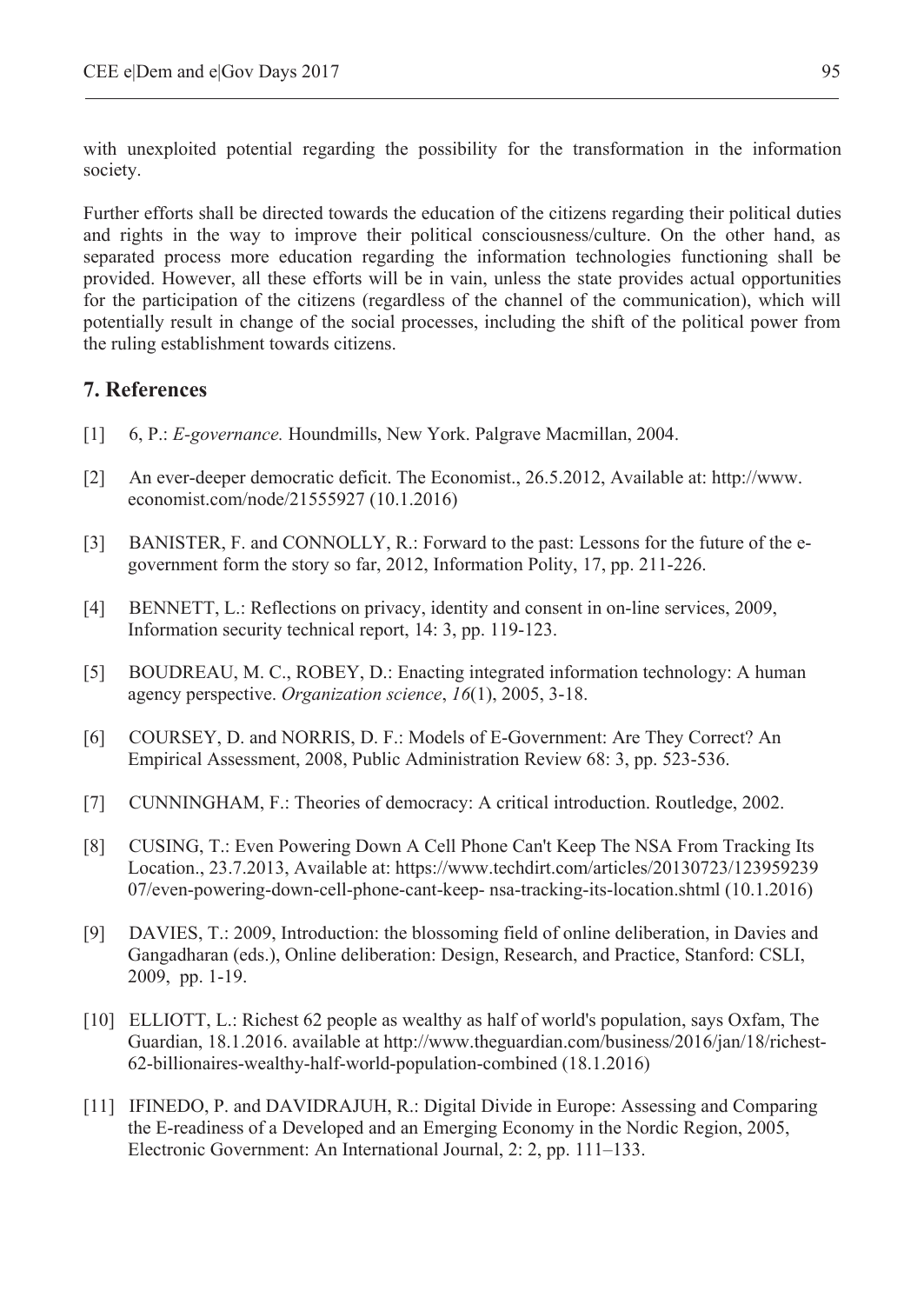with unexploited potential regarding the possibility for the transformation in the information society.

Further efforts shall be directed towards the education of the citizens regarding their political duties and rights in the way to improve their political consciousness/culture. On the other hand, as separated process more education regarding the information technologies functioning shall be provided. However, all these efforts will be in vain, unless the state provides actual opportunities for the participation of the citizens (regardless of the channel of the communication), which will potentially result in change of the social processes, including the shift of the political power from the ruling establishment towards citizens.

## 7. References

[1] 6, P.: *E-governance.* Houndmills, New York. Palgrave Macmillan, 2004.

[2] An ever-deeper democratic deficit. The Economist., 26.5.2012, Available at: http://www.economist.com/node/21555927 (10.1.2016)

[3] BANISTER, F. and CONNOLLY, R.: Forward to the past: Lessons for the future of the e-government form the story so far, 2012, Information Polity, 17, pp. 211-226.

[4] BENNETT, L.: Reflections on privacy, identity and consent in on-line services, 2009, Information security technical report, 14: 3, pp. 119-123.

[5] BOUDREAU, M. C., ROBEY, D.: Enacting integrated information technology: A human agency perspective. *Organization science*, *16*(1), 2005, 3-18.

[6] COURSEY, D. and NORRIS, D. F.: Models of E-Government: Are They Correct? An Empirical Assessment, 2008, Public Administration Review 68: 3, pp. 523-536.

[7] CUNNINGHAM, F.: Theories of democracy: A critical introduction. Routledge, 2002.

[8] CUSING, T.: Even Powering Down A Cell Phone Can't Keep The NSA From Tracking Its Location., 23.7.2013, Available at: https://www.techdirt.com/articles/20130723/12395923907/even-powering-down-cell-phone-cant-keep- nsa-tracking-its-location.shtml (10.1.2016)

[9] DAVIES, T.: 2009, Introduction: the blossoming field of online deliberation, in Davies and Gangadharan (eds.), Online deliberation: Design, Research, and Practice, Stanford: CSLI, 2009, pp. 1-19.

[10] ELLIOTT, L.: Richest 62 people as wealthy as half of world's population, says Oxfam, The Guardian, 18.1.2016. available at http://www.theguardian.com/business/2016/jan/18/richest-62-billionaires-wealthy-half-world-population-combined (18.1.2016)

[11] IFINEDO, P. and DAVIDRAJUH, R.: Digital Divide in Europe: Assessing and Comparing the E-readiness of a Developed and an Emerging Economy in the Nordic Region, 2005, Electronic Government: An International Journal, 2: 2, pp. 111–133.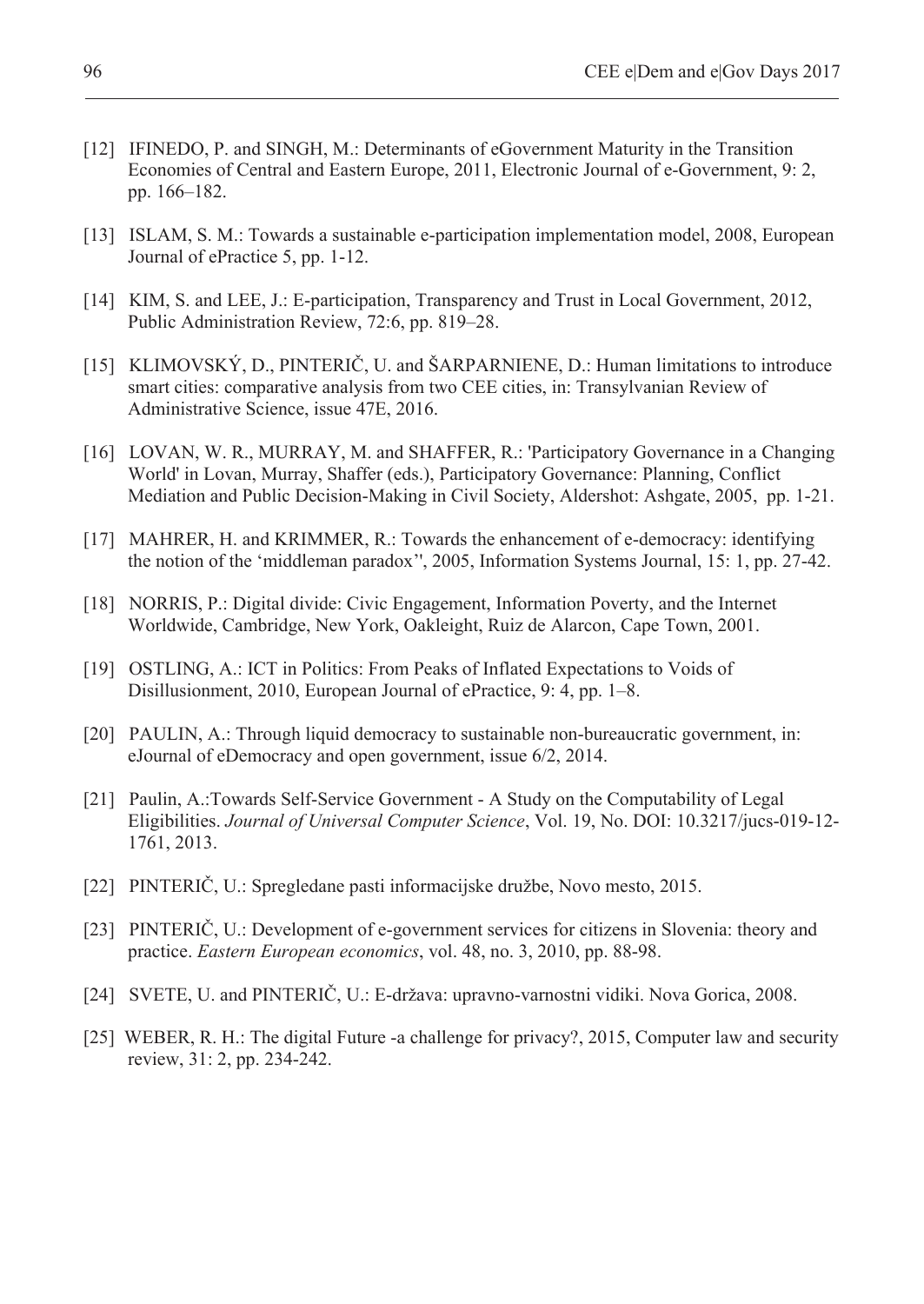[12] IFINEDO, P. and SINGH, M.: Determinants of eGovernment Maturity in the Transition Economies of Central and Eastern Europe, 2011, Electronic Journal of e-Government, 9: 2, pp. 166–182.

[13] ISLAM, S. M.: Towards a sustainable e-participation implementation model, 2008, European Journal of ePractice 5, pp. 1-12.

[14] KIM, S. and LEE, J.: E-participation, Transparency and Trust in Local Government, 2012, Public Administration Review, 72:6, pp. 819–28.

[15] KLIMOVSKÝ, D., PINTERIČ, U. and ŠARPARNIENE, D.: Human limitations to introduce smart cities: comparative analysis from two CEE cities, in: Transylvanian Review of Administrative Science, issue 47E, 2016.

[16] LOVAN, W. R., MURRAY, M. and SHAFFER, R.: 'Participatory Governance in a Changing World' in Lovan, Murray, Shaffer (eds.), Participatory Governance: Planning, Conflict Mediation and Public Decision-Making in Civil Society, Aldershot: Ashgate, 2005, pp. 1-21.

[17] MAHRER, H. and KRIMMER, R.: Towards the enhancement of e-democracy: identifying the notion of the 'middleman paradox'', 2005, Information Systems Journal, 15: 1, pp. 27-42.

[18] NORRIS, P.: Digital divide: Civic Engagement, Information Poverty, and the Internet Worldwide, Cambridge, New York, Oakleight, Ruiz de Alarcon, Cape Town, 2001.

[19] OSTLING, A.: ICT in Politics: From Peaks of Inflated Expectations to Voids of Disillusionment, 2010, European Journal of ePractice, 9: 4, pp. 1–8.

[20] PAULIN, A.: Through liquid democracy to sustainable non-bureaucratic government, in: eJournal of eDemocracy and open government, issue 6/2, 2014.

[21] Paulin, A.:Towards Self-Service Government - A Study on the Computability of Legal Eligibilities. *Journal of Universal Computer Science*, Vol. 19, No. DOI: 10.3217/jucs-019-12-1761, 2013.

[22] PINTERIČ, U.: Spregledane pasti informacijske družbe, Novo mesto, 2015.

[23] PINTERIČ, U.: Development of e-government services for citizens in Slovenia: theory and practice. *Eastern European economics*, vol. 48, no. 3, 2010, pp. 88-98.

[24] SVETE, U. and PINTERIČ, U.: E-država: upravno-varnostni vidiki. Nova Gorica, 2008.

[25] WEBER, R. H.: The digital Future -a challenge for privacy?, 2015, Computer law and security review, 31: 2, pp. 234-242.